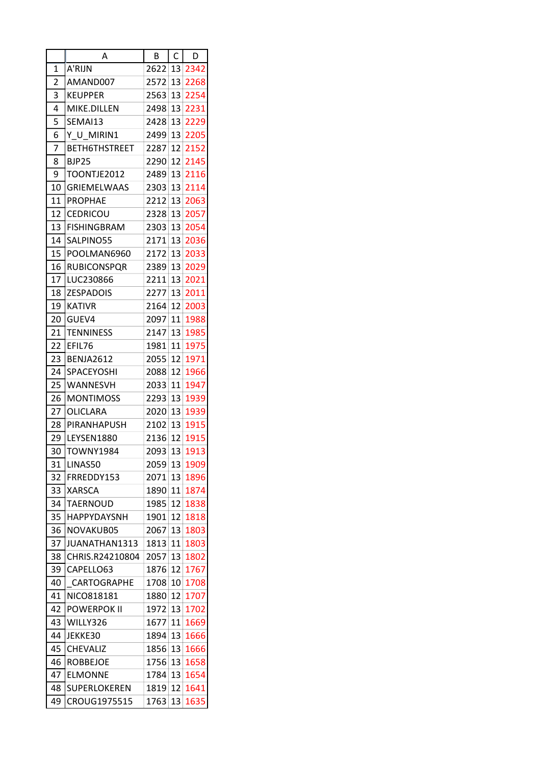| | A | B | C | D |
|---|---|---|---|---|
| 1 | A'RIJN | 2622 | 13 | 2342 |
| 2 | AMAND007 | 2572 | 13 | 2268 |
| 3 | KEUPPER | 2563 | 13 | 2254 |
| 4 | MIKE.DILLEN | 2498 | 13 | 2231 |
| 5 | SEMAI13 | 2428 | 13 | 2229 |
| 6 | Y_U_MIRIN1 | 2499 | 13 | 2205 |
| 7 | BETH6THSTREET | 2287 | 12 | 2152 |
| 8 | BJP25 | 2290 | 12 | 2145 |
| 9 | TOONTJE2012 | 2489 | 13 | 2116 |
| 10 | GRIEMELWAAS | 2303 | 13 | 2114 |
| 11 | PROPHAE | 2212 | 13 | 2063 |
| 12 | CEDRICOU | 2328 | 13 | 2057 |
| 13 | FISHINGBRAM | 2303 | 13 | 2054 |
| 14 | SALPINO55 | 2171 | 13 | 2036 |
| 15 | POOLMAN6960 | 2172 | 13 | 2033 |
| 16 | RUBICONSPQR | 2389 | 13 | 2029 |
| 17 | LUC230866 | 2211 | 13 | 2021 |
| 18 | ZESPADOIS | 2277 | 13 | 2011 |
| 19 | KATIVR | 2164 | 12 | 2003 |
| 20 | GUEV4 | 2097 | 11 | 1988 |
| 21 | TENNINESS | 2147 | 13 | 1985 |
| 22 | EFIL76 | 1981 | 11 | 1975 |
| 23 | BENJA2612 | 2055 | 12 | 1971 |
| 24 | SPACEYOSHI | 2088 | 12 | 1966 |
| 25 | WANNESVH | 2033 | 11 | 1947 |
| 26 | MONTIMOSS | 2293 | 13 | 1939 |
| 27 | OLICLARA | 2020 | 13 | 1939 |
| 28 | PIRANHAPUSH | 2102 | 13 | 1915 |
| 29 | LEYSEN1880 | 2136 | 12 | 1915 |
| 30 | TOWNY1984 | 2093 | 13 | 1913 |
| 31 | LINAS50 | 2059 | 13 | 1909 |
| 32 | FRREDDY153 | 2071 | 13 | 1896 |
| 33 | XARSCA | 1890 | 11 | 1874 |
| 34 | TAERNOUD | 1985 | 12 | 1838 |
| 35 | HAPPYDAYSNH | 1901 | 12 | 1818 |
| 36 | NOVAKUB05 | 2067 | 13 | 1803 |
| 37 | JUANATHAN1313 | 1813 | 11 | 1803 |
| 38 | CHRIS.R24210804 | 2057 | 13 | 1802 |
| 39 | CAPELLO63 | 1876 | 12 | 1767 |
| 40 | _CARTOGRAPHE | 1708 | 10 | 1708 |
| 41 | NICO818181 | 1880 | 12 | 1707 |
| 42 | POWERPOK II | 1972 | 13 | 1702 |
| 43 | WILLY326 | 1677 | 11 | 1669 |
| 44 | JEKKE30 | 1894 | 13 | 1666 |
| 45 | CHEVALIZ | 1856 | 13 | 1666 |
| 46 | ROBBEJOE | 1756 | 13 | 1658 |
| 47 | ELMONNE | 1784 | 13 | 1654 |
| 48 | SUPERLOKEREN | 1819 | 12 | 1641 |
| 49 | CROUG1975515 | 1763 | 13 | 1635 |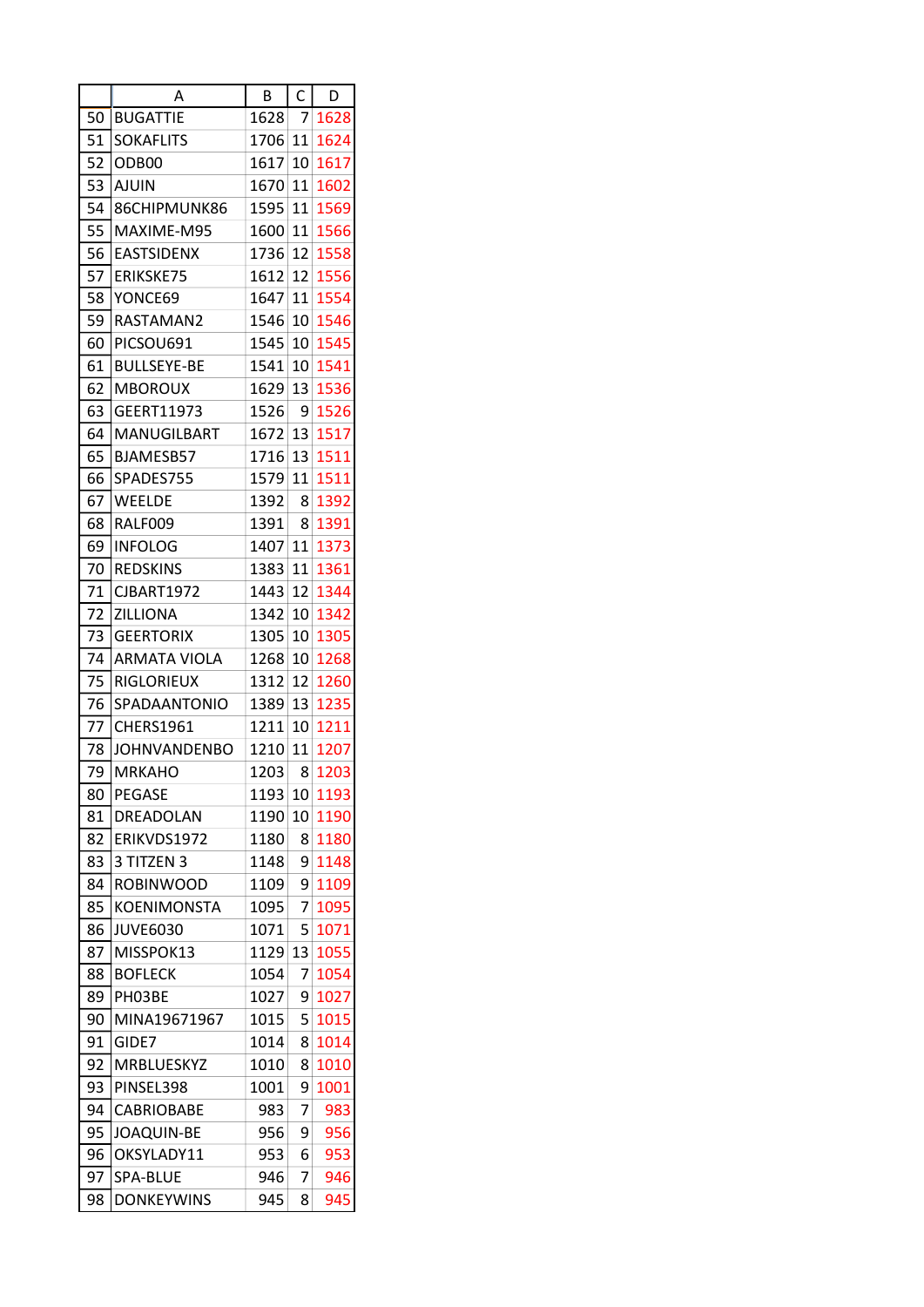| | A | B | C | D |
|---|---|---|---|---|
| 50 | BUGATTIE | 1628 | 7 | 1628 |
| 51 | SOKAFLITS | 1706 | 11 | 1624 |
| 52 | ODB00 | 1617 | 10 | 1617 |
| 53 | AJUIN | 1670 | 11 | 1602 |
| 54 | 86CHIPMUNK86 | 1595 | 11 | 1569 |
| 55 | MAXIME-M95 | 1600 | 11 | 1566 |
| 56 | EASTSIDENX | 1736 | 12 | 1558 |
| 57 | ERIKSKE75 | 1612 | 12 | 1556 |
| 58 | YONCE69 | 1647 | 11 | 1554 |
| 59 | RASTAMAN2 | 1546 | 10 | 1546 |
| 60 | PICSOU691 | 1545 | 10 | 1545 |
| 61 | BULLSEYE-BE | 1541 | 10 | 1541 |
| 62 | MBOROUX | 1629 | 13 | 1536 |
| 63 | GEERT11973 | 1526 | 9 | 1526 |
| 64 | MANUGILBART | 1672 | 13 | 1517 |
| 65 | BJAMESB57 | 1716 | 13 | 1511 |
| 66 | SPADES755 | 1579 | 11 | 1511 |
| 67 | WEELDE | 1392 | 8 | 1392 |
| 68 | RALF009 | 1391 | 8 | 1391 |
| 69 | INFOLOG | 1407 | 11 | 1373 |
| 70 | REDSKINS | 1383 | 11 | 1361 |
| 71 | CJBART1972 | 1443 | 12 | 1344 |
| 72 | ZILLIONA | 1342 | 10 | 1342 |
| 73 | GEERTORIX | 1305 | 10 | 1305 |
| 74 | ARMATA VIOLA | 1268 | 10 | 1268 |
| 75 | RIGLORIEUX | 1312 | 12 | 1260 |
| 76 | SPADAANTONIO | 1389 | 13 | 1235 |
| 77 | CHERS1961 | 1211 | 10 | 1211 |
| 78 | JOHNVANDENBO | 1210 | 11 | 1207 |
| 79 | MRKAHO | 1203 | 8 | 1203 |
| 80 | PEGASE | 1193 | 10 | 1193 |
| 81 | DREADOLAN | 1190 | 10 | 1190 |
| 82 | ERIKVDS1972 | 1180 | 8 | 1180 |
| 83 | 3 TITZEN 3 | 1148 | 9 | 1148 |
| 84 | ROBINWOOD | 1109 | 9 | 1109 |
| 85 | KOENIMONSTA | 1095 | 7 | 1095 |
| 86 | JUVE6030 | 1071 | 5 | 1071 |
| 87 | MISSPOK13 | 1129 | 13 | 1055 |
| 88 | BOFLECK | 1054 | 7 | 1054 |
| 89 | PH03BE | 1027 | 9 | 1027 |
| 90 | MINA19671967 | 1015 | 5 | 1015 |
| 91 | GIDE7 | 1014 | 8 | 1014 |
| 92 | MRBLUESKYZ | 1010 | 8 | 1010 |
| 93 | PINSEL398 | 1001 | 9 | 1001 |
| 94 | CABRIOBABE | 983 | 7 | 983 |
| 95 | JOAQUIN-BE | 956 | 9 | 956 |
| 96 | OKSYLADY11 | 953 | 6 | 953 |
| 97 | SPA-BLUE | 946 | 7 | 946 |
| 98 | DONKEYWINS | 945 | 8 | 945 |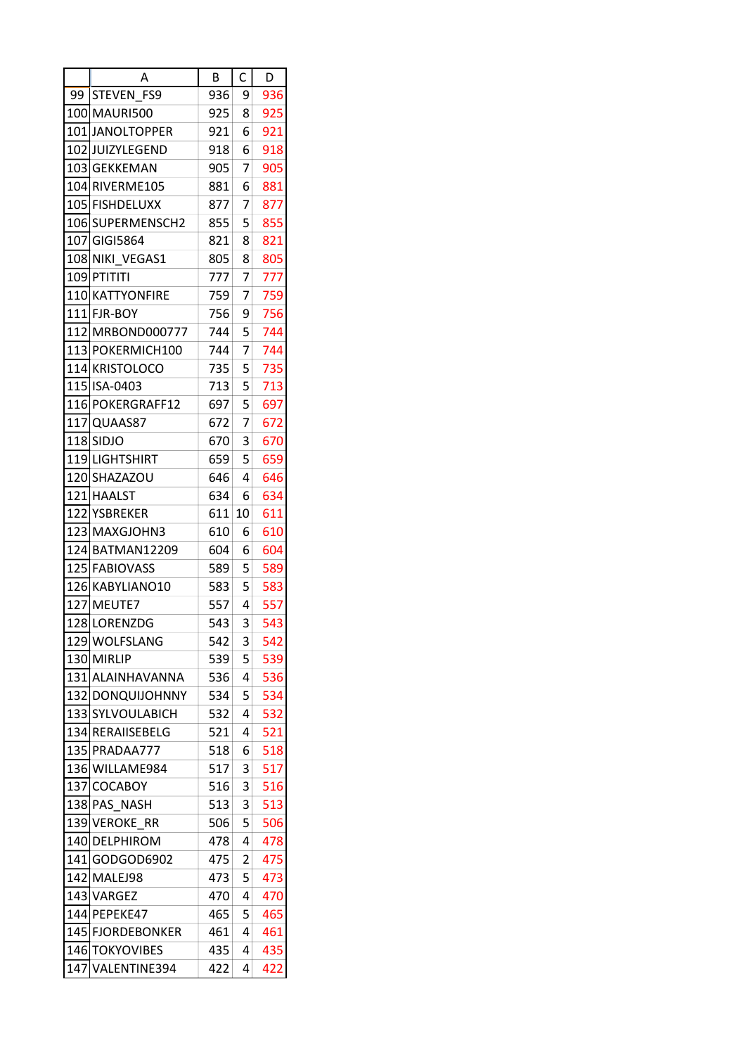| | A | B | C | D |
|---|---|---|---|---|
| 99 | STEVEN_FS9 | 936 | 9 | 936 |
| 100 | MAURI500 | 925 | 8 | 925 |
| 101 | JANOLTOPPER | 921 | 6 | 921 |
| 102 | JUIZYLEGEND | 918 | 6 | 918 |
| 103 | GEKKEMAN | 905 | 7 | 905 |
| 104 | RIVERME105 | 881 | 6 | 881 |
| 105 | FISHDELUXX | 877 | 7 | 877 |
| 106 | SUPERMENSCH2 | 855 | 5 | 855 |
| 107 | GIGI5864 | 821 | 8 | 821 |
| 108 | NIKI_VEGAS1 | 805 | 8 | 805 |
| 109 | PTITITI | 777 | 7 | 777 |
| 110 | KATTYONFIRE | 759 | 7 | 759 |
| 111 | FJR-BOY | 756 | 9 | 756 |
| 112 | MRBOND000777 | 744 | 5 | 744 |
| 113 | POKERMICH100 | 744 | 7 | 744 |
| 114 | KRISTOLOCO | 735 | 5 | 735 |
| 115 | ISA-0403 | 713 | 5 | 713 |
| 116 | POKERGRAFF12 | 697 | 5 | 697 |
| 117 | QUAAS87 | 672 | 7 | 672 |
| 118 | SIDJO | 670 | 3 | 670 |
| 119 | LIGHTSHIRT | 659 | 5 | 659 |
| 120 | SHAZAZOU | 646 | 4 | 646 |
| 121 | HAALST | 634 | 6 | 634 |
| 122 | YSBREKER | 611 | 10 | 611 |
| 123 | MAXGJOHN3 | 610 | 6 | 610 |
| 124 | BATMAN12209 | 604 | 6 | 604 |
| 125 | FABIOVASS | 589 | 5 | 589 |
| 126 | KABYLIANO10 | 583 | 5 | 583 |
| 127 | MEUTE7 | 557 | 4 | 557 |
| 128 | LORENZDG | 543 | 3 | 543 |
| 129 | WOLFSLANG | 542 | 3 | 542 |
| 130 | MIRLIP | 539 | 5 | 539 |
| 131 | ALAINHAVANNA | 536 | 4 | 536 |
| 132 | DONQUIJOHNNY | 534 | 5 | 534 |
| 133 | SYLVOULABICH | 532 | 4 | 532 |
| 134 | RERAIISEBELG | 521 | 4 | 521 |
| 135 | PRADAA777 | 518 | 6 | 518 |
| 136 | WILLAME984 | 517 | 3 | 517 |
| 137 | COCABOY | 516 | 3 | 516 |
| 138 | PAS_NASH | 513 | 3 | 513 |
| 139 | VEROKE_RR | 506 | 5 | 506 |
| 140 | DELPHIROM | 478 | 4 | 478 |
| 141 | GODGOD6902 | 475 | 2 | 475 |
| 142 | MALEJ98 | 473 | 5 | 473 |
| 143 | VARGEZ | 470 | 4 | 470 |
| 144 | PEPEKE47 | 465 | 5 | 465 |
| 145 | FJORDEBONKER | 461 | 4 | 461 |
| 146 | TOKYOVIBES | 435 | 4 | 435 |
| 147 | VALENTINE394 | 422 | 4 | 422 |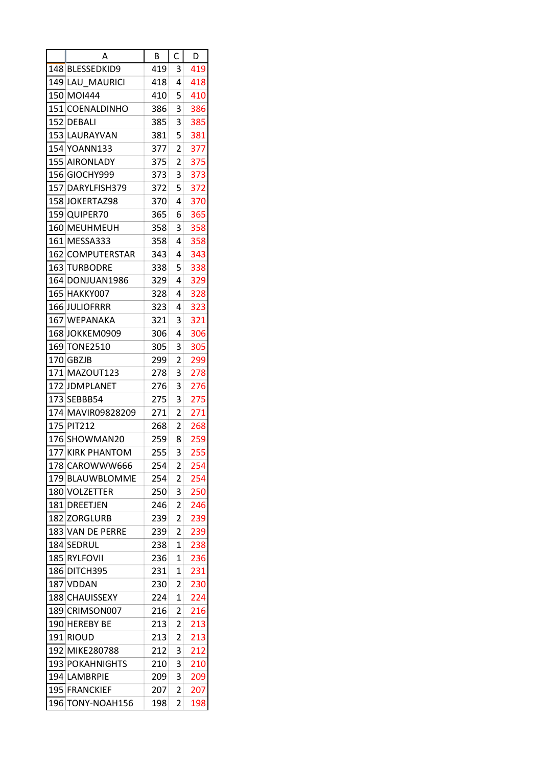| | A | B | C | D |
|---|---|---|---|---|
| 148 | BLESSEDKID9 | 419 | 3 | 419 |
| 149 | LAU_MAURICI | 418 | 4 | 418 |
| 150 | MOI444 | 410 | 5 | 410 |
| 151 | COENALDINHO | 386 | 3 | 386 |
| 152 | DEBALI | 385 | 3 | 385 |
| 153 | LAURAYVAN | 381 | 5 | 381 |
| 154 | YOANN133 | 377 | 2 | 377 |
| 155 | AIRONLADY | 375 | 2 | 375 |
| 156 | GIOCHY999 | 373 | 3 | 373 |
| 157 | DARYLFISH379 | 372 | 5 | 372 |
| 158 | JOKERTAZ98 | 370 | 4 | 370 |
| 159 | QUIPER70 | 365 | 6 | 365 |
| 160 | MEUHMEUH | 358 | 3 | 358 |
| 161 | MESSA333 | 358 | 4 | 358 |
| 162 | COMPUTERSTAR | 343 | 4 | 343 |
| 163 | TURBODRE | 338 | 5 | 338 |
| 164 | DONJUAN1986 | 329 | 4 | 329 |
| 165 | HAKKY007 | 328 | 4 | 328 |
| 166 | JULIOFRRR | 323 | 4 | 323 |
| 167 | WEPANAKA | 321 | 3 | 321 |
| 168 | JOKKEM0909 | 306 | 4 | 306 |
| 169 | TONE2510 | 305 | 3 | 305 |
| 170 | GBZJB | 299 | 2 | 299 |
| 171 | MAZOUT123 | 278 | 3 | 278 |
| 172 | JDMPLANET | 276 | 3 | 276 |
| 173 | SEBBB54 | 275 | 3 | 275 |
| 174 | MAVIR09828209 | 271 | 2 | 271 |
| 175 | PIT212 | 268 | 2 | 268 |
| 176 | SHOWMAN20 | 259 | 8 | 259 |
| 177 | KIRK PHANTOM | 255 | 3 | 255 |
| 178 | CAROWWW666 | 254 | 2 | 254 |
| 179 | BLAUWBLOMME | 254 | 2 | 254 |
| 180 | VOLZETTER | 250 | 3 | 250 |
| 181 | DREETJEN | 246 | 2 | 246 |
| 182 | ZORGLURB | 239 | 2 | 239 |
| 183 | VAN DE PERRE | 239 | 2 | 239 |
| 184 | SEDRUL | 238 | 1 | 238 |
| 185 | RYLFOVII | 236 | 1 | 236 |
| 186 | DITCH395 | 231 | 1 | 231 |
| 187 | VDDAN | 230 | 2 | 230 |
| 188 | CHAUISSEXY | 224 | 1 | 224 |
| 189 | CRIMSON007 | 216 | 2 | 216 |
| 190 | HEREBY BE | 213 | 2 | 213 |
| 191 | RIOUD | 213 | 2 | 213 |
| 192 | MIKE280788 | 212 | 3 | 212 |
| 193 | POKAHNIGHTS | 210 | 3 | 210 |
| 194 | LAMBRPIE | 209 | 3 | 209 |
| 195 | FRANCKIEF | 207 | 2 | 207 |
| 196 | TONY-NOAH156 | 198 | 2 | 198 |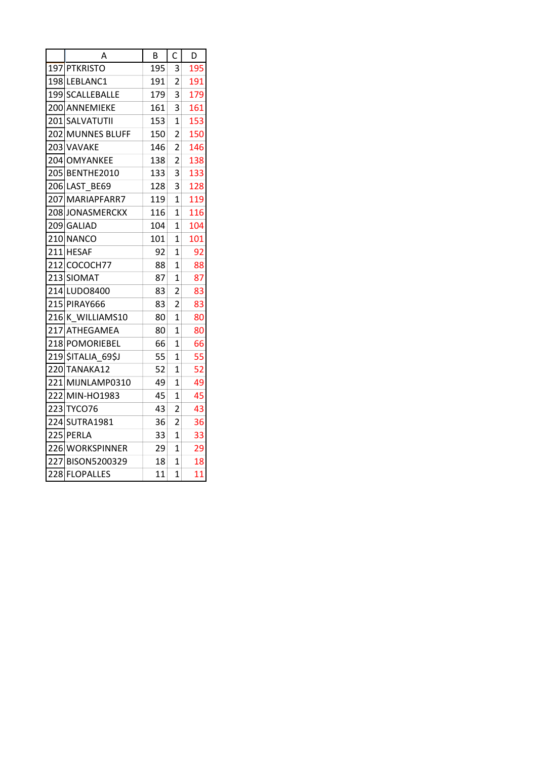| | A | B | C | D |
|---|---|---|---|---|
| 197 | PTKRISTO | 195 | 3 | 195 |
| 198 | LEBLANC1 | 191 | 2 | 191 |
| 199 | SCALLEBALLE | 179 | 3 | 179 |
| 200 | ANNEMIEKE | 161 | 3 | 161 |
| 201 | SALVATUTII | 153 | 1 | 153 |
| 202 | MUNNES BLUFF | 150 | 2 | 150 |
| 203 | VAVAKE | 146 | 2 | 146 |
| 204 | OMYANKEE | 138 | 2 | 138 |
| 205 | BENTHE2010 | 133 | 3 | 133 |
| 206 | LAST_BE69 | 128 | 3 | 128 |
| 207 | MARIAPFARR7 | 119 | 1 | 119 |
| 208 | JONASMERCKX | 116 | 1 | 116 |
| 209 | GALIAD | 104 | 1 | 104 |
| 210 | NANCO | 101 | 1 | 101 |
| 211 | HESAF | 92 | 1 | 92 |
| 212 | COCOCH77 | 88 | 1 | 88 |
| 213 | SIOMAT | 87 | 1 | 87 |
| 214 | LUDO8400 | 83 | 2 | 83 |
| 215 | PIRAY666 | 83 | 2 | 83 |
| 216 | K_WILLIAMS10 | 80 | 1 | 80 |
| 217 | ATHEGAMEA | 80 | 1 | 80 |
| 218 | POMORIEBEL | 66 | 1 | 66 |
| 219 | $ITALIA_69$J | 55 | 1 | 55 |
| 220 | TANAKA12 | 52 | 1 | 52 |
| 221 | MIJNLAMP0310 | 49 | 1 | 49 |
| 222 | MIN-HO1983 | 45 | 1 | 45 |
| 223 | TYCO76 | 43 | 2 | 43 |
| 224 | SUTRA1981 | 36 | 2 | 36 |
| 225 | PERLA | 33 | 1 | 33 |
| 226 | WORKSPINNER | 29 | 1 | 29 |
| 227 | BISON5200329 | 18 | 1 | 18 |
| 228 | FLOPALLES | 11 | 1 | 11 |